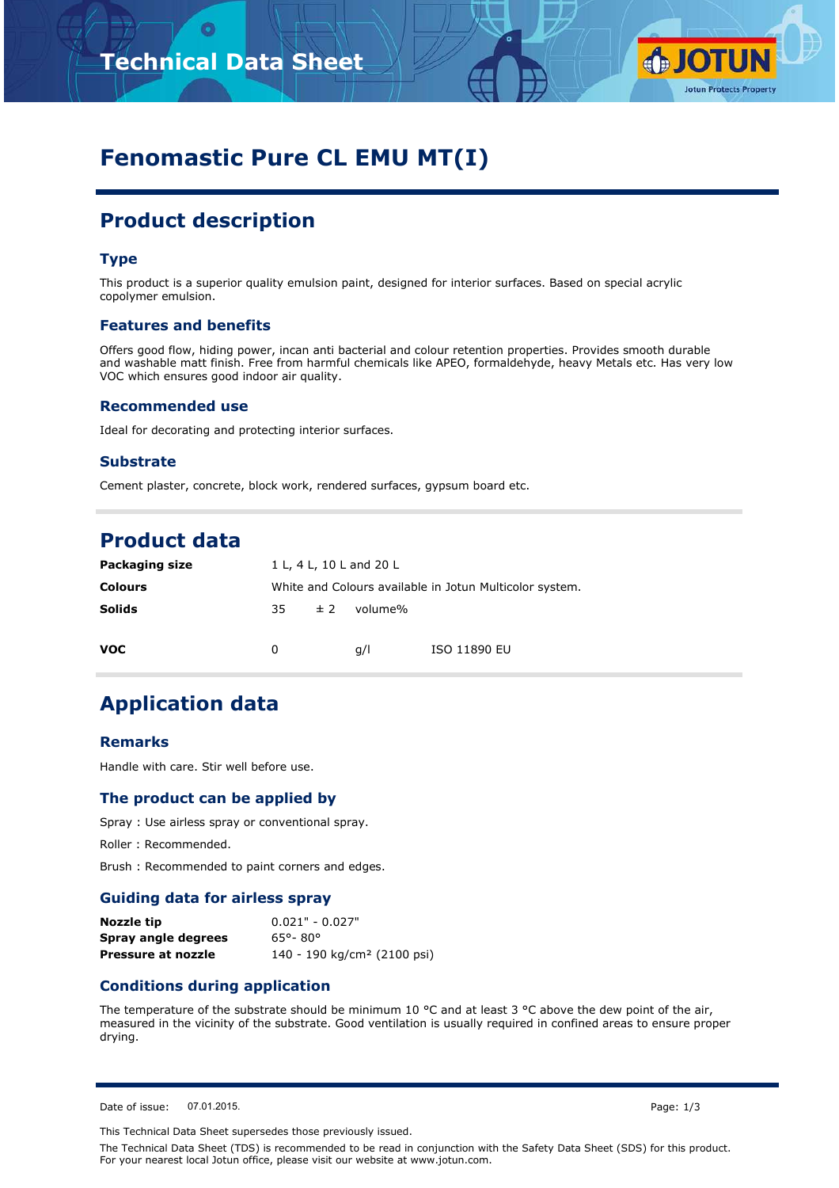# Fenomastic Pure CL EMU MT(I)

## Product description

### Type

This product is a superior quality emulsion paint, designed for interior surfaces. Based on special acrylic copolymer emulsion.

### Features and benefits

Offers good flow, hiding power, incan anti bacterial and colour retention properties. Provides smooth durable and washable matt finish. Free from harmful chemicals like APEO, formaldehyde, heavy Metals etc. Has very low VOC which ensures good indoor air quality.

### Recommended use

Ideal for decorating and protecting interior surfaces.

### Substrate

Cement plaster, concrete, block work, rendered surfaces, gypsum board etc.

## Product data

| | | | | |
|---|---|---|---|---|
| **Packaging size** | 1 L, 4 L, 10 L and 20 L | | | |
| **Colours** | White and Colours available in Jotun Multicolor system. | | | |
| **Solids** | 35 | ± 2 | volume% | |
| **VOC** | 0 | | g/l | ISO 11890 EU |

## Application data

### Remarks

Handle with care. Stir well before use.

### The product can be applied by

Spray : Use airless spray or conventional spray.

Roller : Recommended.

Brush : Recommended to paint corners and edges.

### Guiding data for airless spray

| | |
|---|---|
| **Nozzle tip** | 0.021" - 0.027" |
| **Spray angle degrees** | 65°- 80° |
| **Pressure at nozzle** | 140 - 190 kg/cm² (2100 psi) |

### Conditions during application

The temperature of the substrate should be minimum 10 °C and at least 3 °C above the dew point of the air, measured in the vicinity of the substrate. Good ventilation is usually required in confined areas to ensure proper drying.

Date of issue: 07.01.2015.

This Technical Data Sheet supersedes those previously issued.

The Technical Data Sheet (TDS) is recommended to be read in conjunction with the Safety Data Sheet (SDS) for this product. For your nearest local Jotun office, please visit our website at www.jotun.com.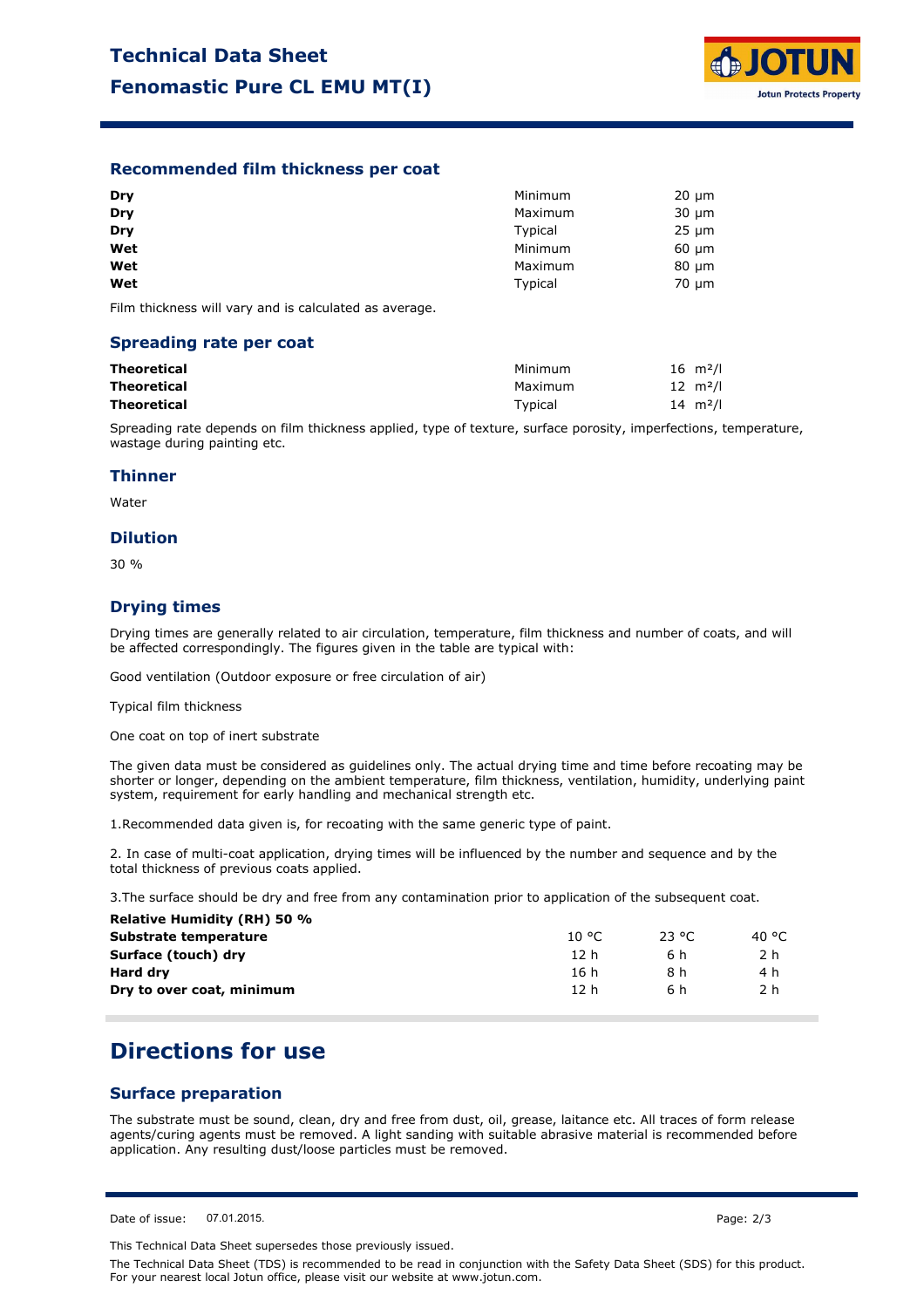## Recommended film thickness per coat

| | | |
|---|---|---|
| **Dry** | Minimum | 20 µm |
| **Dry** | Maximum | 30 µm |
| **Dry** | Typical | 25 µm |
| **Wet** | Minimum | 60 µm |
| **Wet** | Maximum | 80 µm |
| **Wet** | Typical | 70 µm |

Film thickness will vary and is calculated as average.

## Spreading rate per coat

| | | |
|---|---|---|
| **Theoretical** | Minimum | 16 m²/l |
| **Theoretical** | Maximum | 12 m²/l |
| **Theoretical** | Typical | 14 m²/l |

Spreading rate depends on film thickness applied, type of texture, surface porosity, imperfections, temperature, wastage during painting etc.

## Thinner

Water

## Dilution

30 %

## Drying times

Drying times are generally related to air circulation, temperature, film thickness and number of coats, and will be affected correspondingly. The figures given in the table are typical with:

Good ventilation (Outdoor exposure or free circulation of air)

Typical film thickness

One coat on top of inert substrate

The given data must be considered as guidelines only. The actual drying time and time before recoating may be shorter or longer, depending on the ambient temperature, film thickness, ventilation, humidity, underlying paint system, requirement for early handling and mechanical strength etc.

1.Recommended data given is, for recoating with the same generic type of paint.

2. In case of multi-coat application, drying times will be influenced by the number and sequence and by the total thickness of previous coats applied.

3.The surface should be dry and free from any contamination prior to application of the subsequent coat.

**Relative Humidity (RH) 50 %**

| **Substrate temperature** | 10 °C | 23 °C | 40 °C |
|---|---|---|---|
| **Surface (touch) dry** | 12 h | 6 h | 2 h |
| **Hard dry** | 16 h | 8 h | 4 h |
| **Dry to over coat, minimum** | 12 h | 6 h | 2 h |

# Directions for use

## Surface preparation

The substrate must be sound, clean, dry and free from dust, oil, grease, laitance etc. All traces of form release agents/curing agents must be removed. A light sanding with suitable abrasive material is recommended before application. Any resulting dust/loose particles must be removed.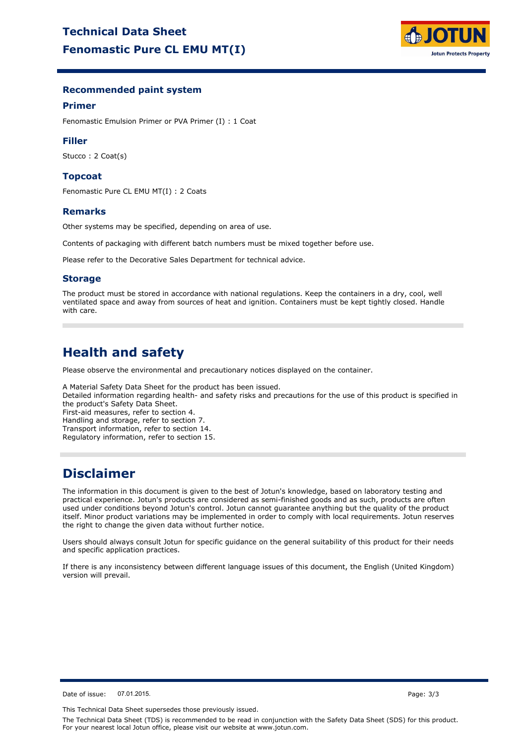## Recommended paint system

### Primer

Fenomastic Emulsion Primer or PVA Primer (I) : 1 Coat

### Filler

Stucco : 2 Coat(s)

### Topcoat

Fenomastic Pure CL EMU MT(I) : 2 Coats

### Remarks

Other systems may be specified, depending on area of use.

Contents of packaging with different batch numbers must be mixed together before use.

Please refer to the Decorative Sales Department for technical advice.

### Storage

The product must be stored in accordance with national regulations. Keep the containers in a dry, cool, well ventilated space and away from sources of heat and ignition. Containers must be kept tightly closed. Handle with care.

# Health and safety

Please observe the environmental and precautionary notices displayed on the container.

A Material Safety Data Sheet for the product has been issued.
Detailed information regarding health- and safety risks and precautions for the use of this product is specified in the product's Safety Data Sheet.
First-aid measures, refer to section 4.
Handling and storage, refer to section 7.
Transport information, refer to section 14.
Regulatory information, refer to section 15.

# Disclaimer

The information in this document is given to the best of Jotun's knowledge, based on laboratory testing and practical experience. Jotun's products are considered as semi-finished goods and as such, products are often used under conditions beyond Jotun's control. Jotun cannot guarantee anything but the quality of the product itself. Minor product variations may be implemented in order to comply with local requirements. Jotun reserves the right to change the given data without further notice.

Users should always consult Jotun for specific guidance on the general suitability of this product for their needs and specific application practices.

If there is any inconsistency between different language issues of this document, the English (United Kingdom) version will prevail.

Date of issue: 07.01.2015.

This Technical Data Sheet supersedes those previously issued.

The Technical Data Sheet (TDS) is recommended to be read in conjunction with the Safety Data Sheet (SDS) for this product. For your nearest local Jotun office, please visit our website at www.jotun.com.